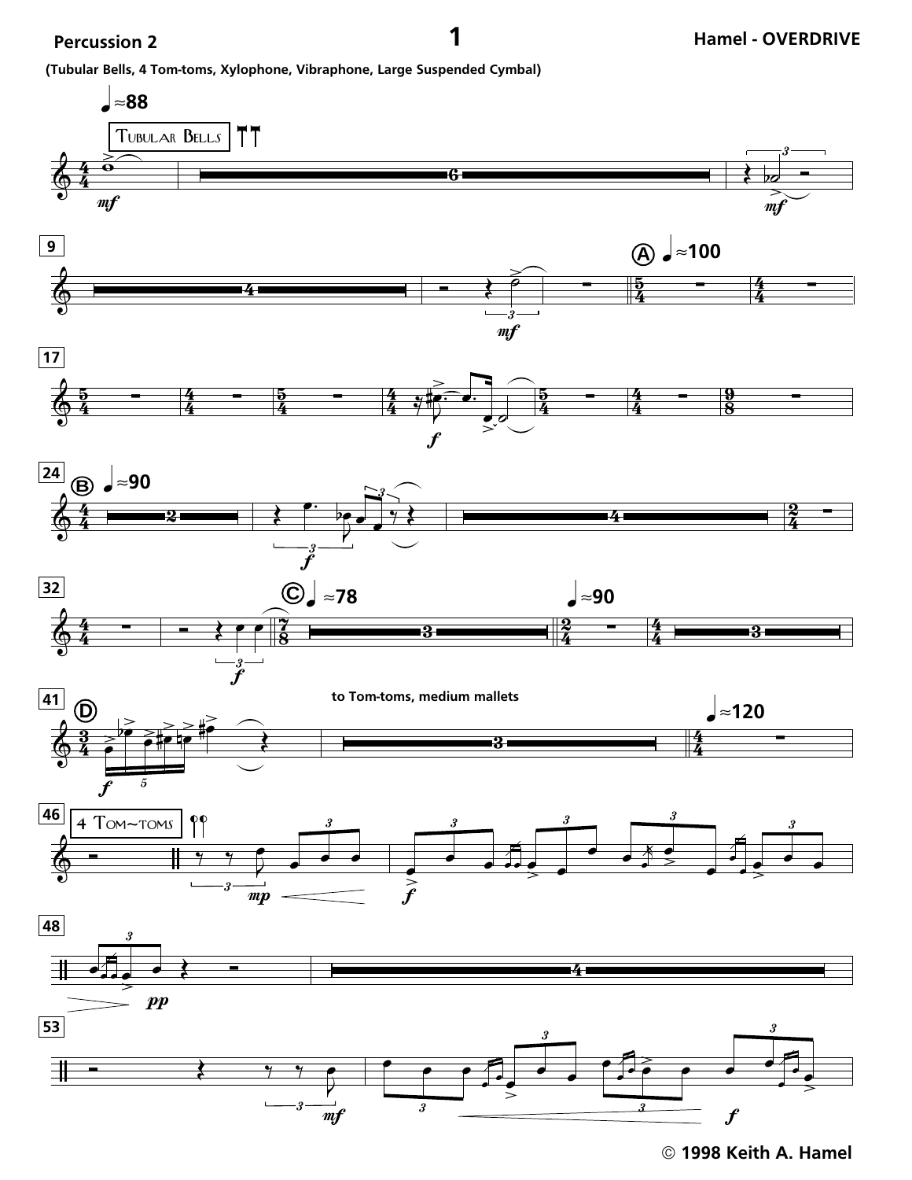**Percussion 2**

**Hamel - OVERDRIVE**

(Tubular Bells, 4 Tom-toms, Xylophone, Vibraphone, Large Suspended Cymbal)

© 1998 Keith A. Hamel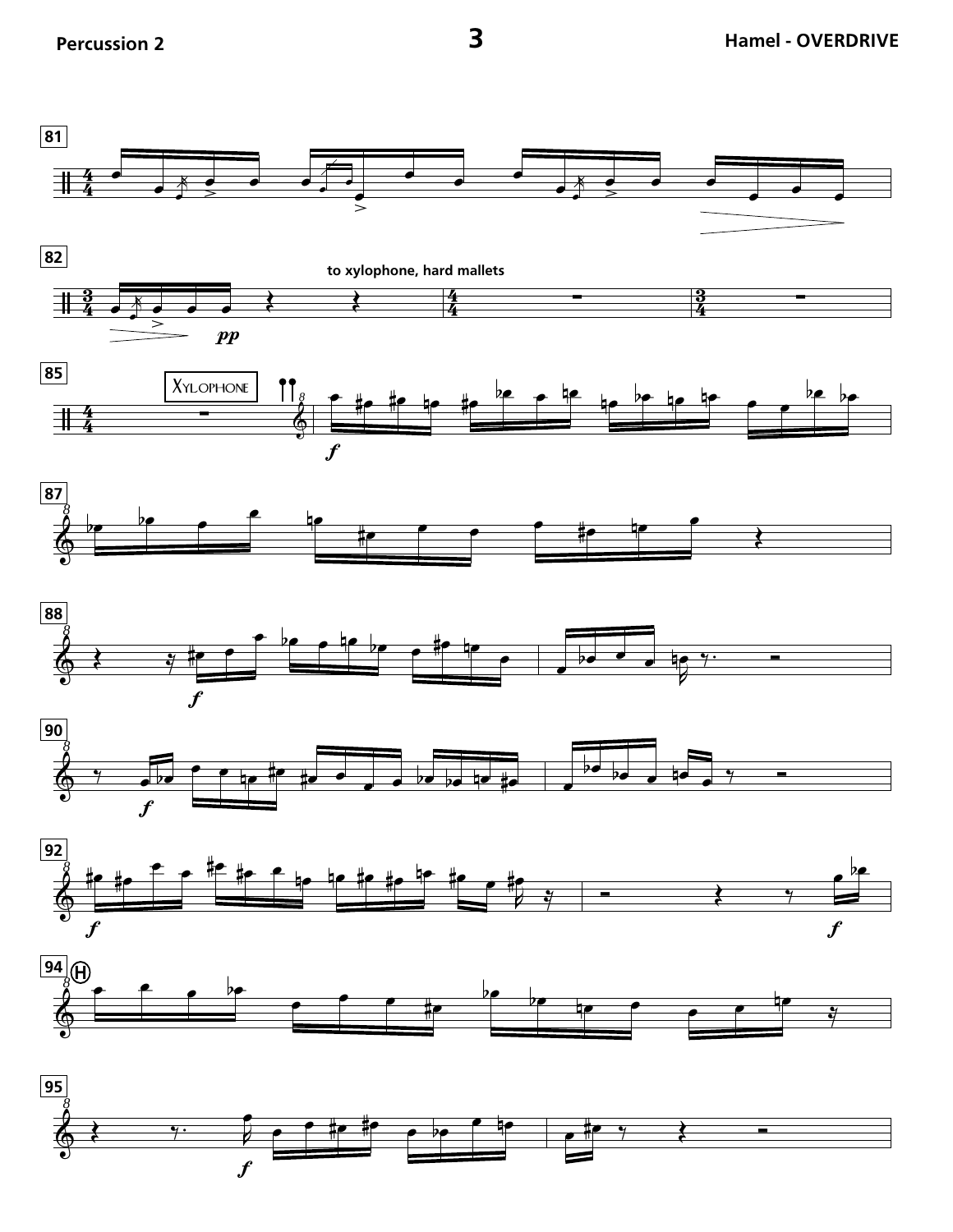81

82

to xylophone, hard mallets

*pp*

85

Xylophone

*f*

87

88

*f*

90

*f*

92

*f*

*f*

94 H

95

*f*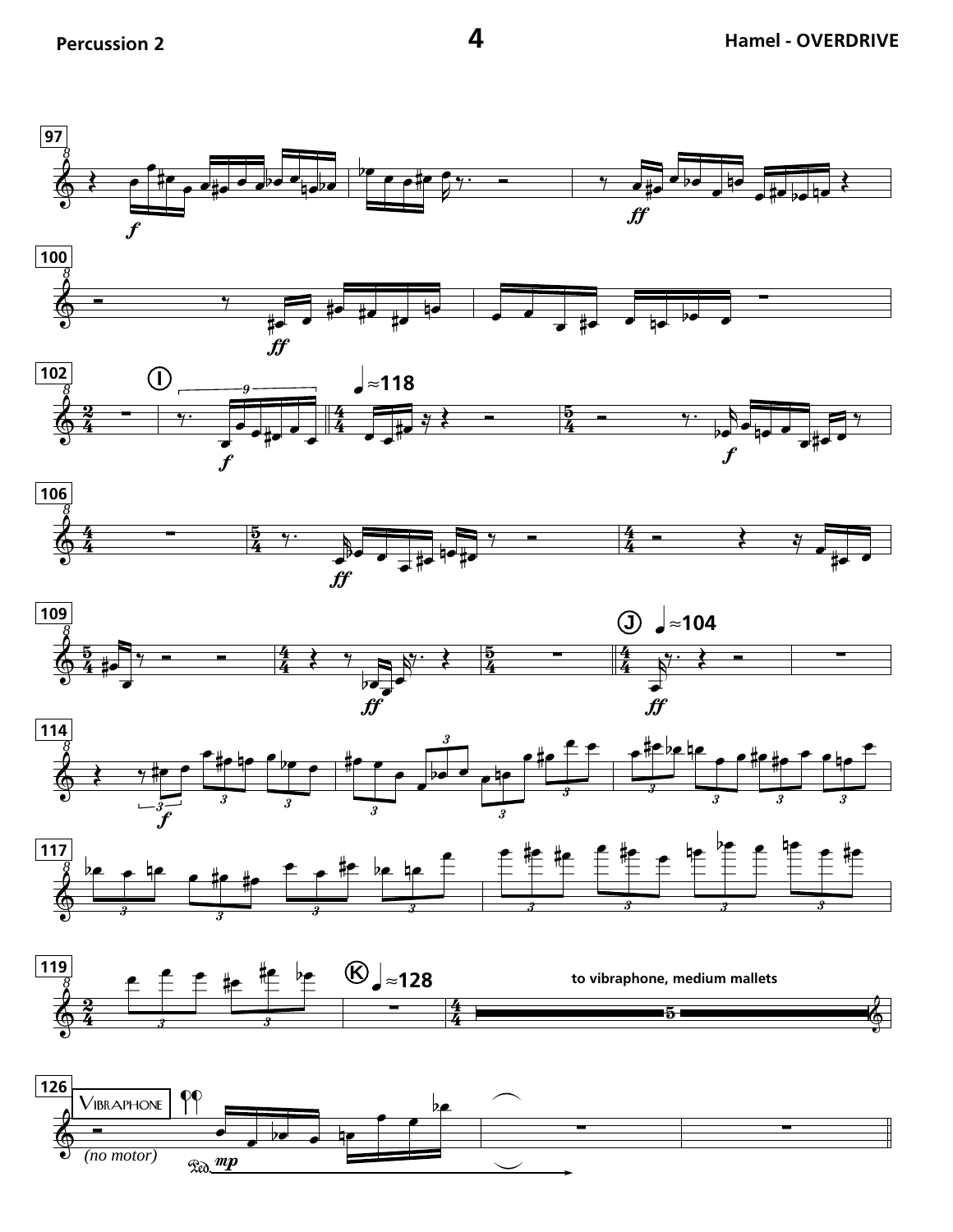97

100

102

I ♩≈118

106

109

J ♩≈104

114

117

119

K ♩≈128

to vibraphone, medium mallets

126

Vibraphone

(no motor)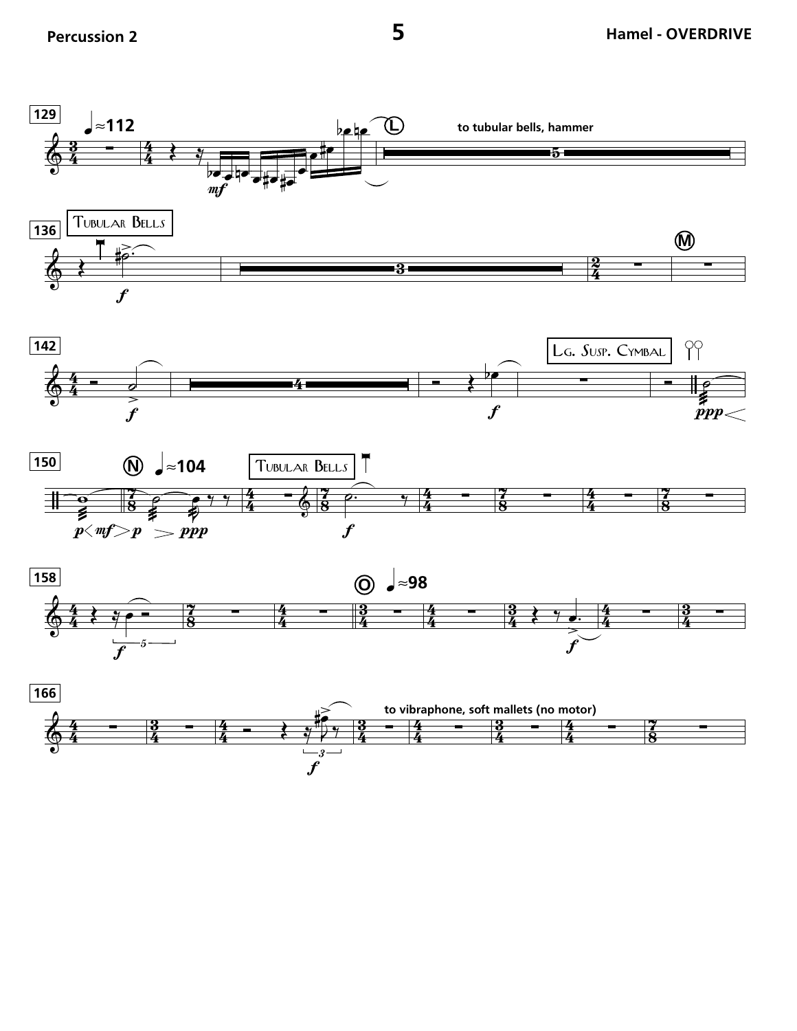129 ♩≈112 L to tubular bells, hammer

136 Tubular Bells M

142 Lg. Susp. Cymbal

150 N ♩≈104 Tubular Bells

158 O ♩≈98

166 to vibraphone, soft mallets (no motor)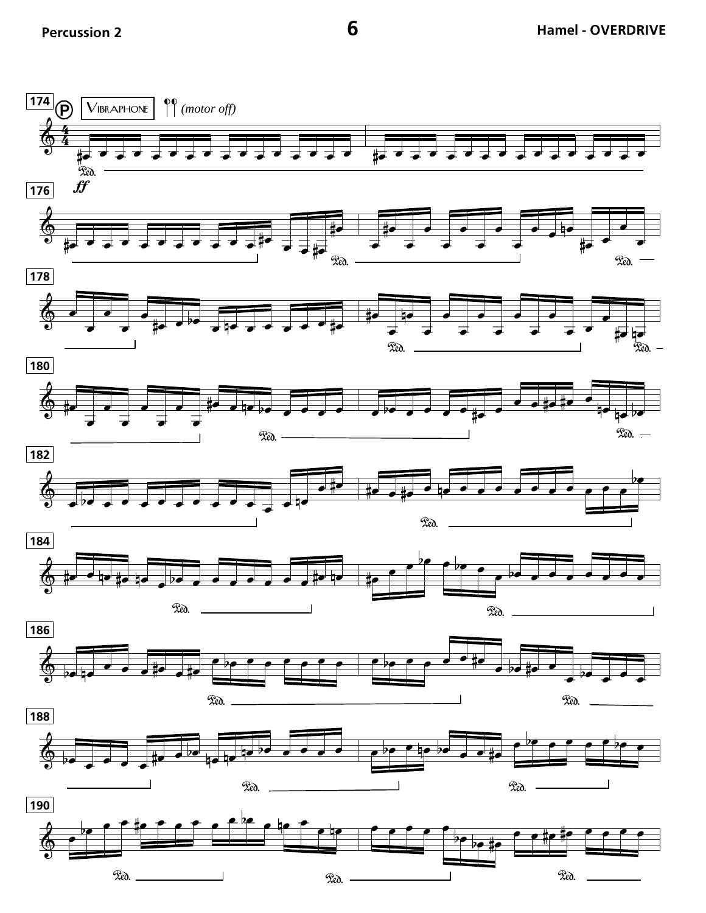174

Ⓟ VIBRAPHONE *(motor off)*

*ff*

176

178

180

182

184

186

188

190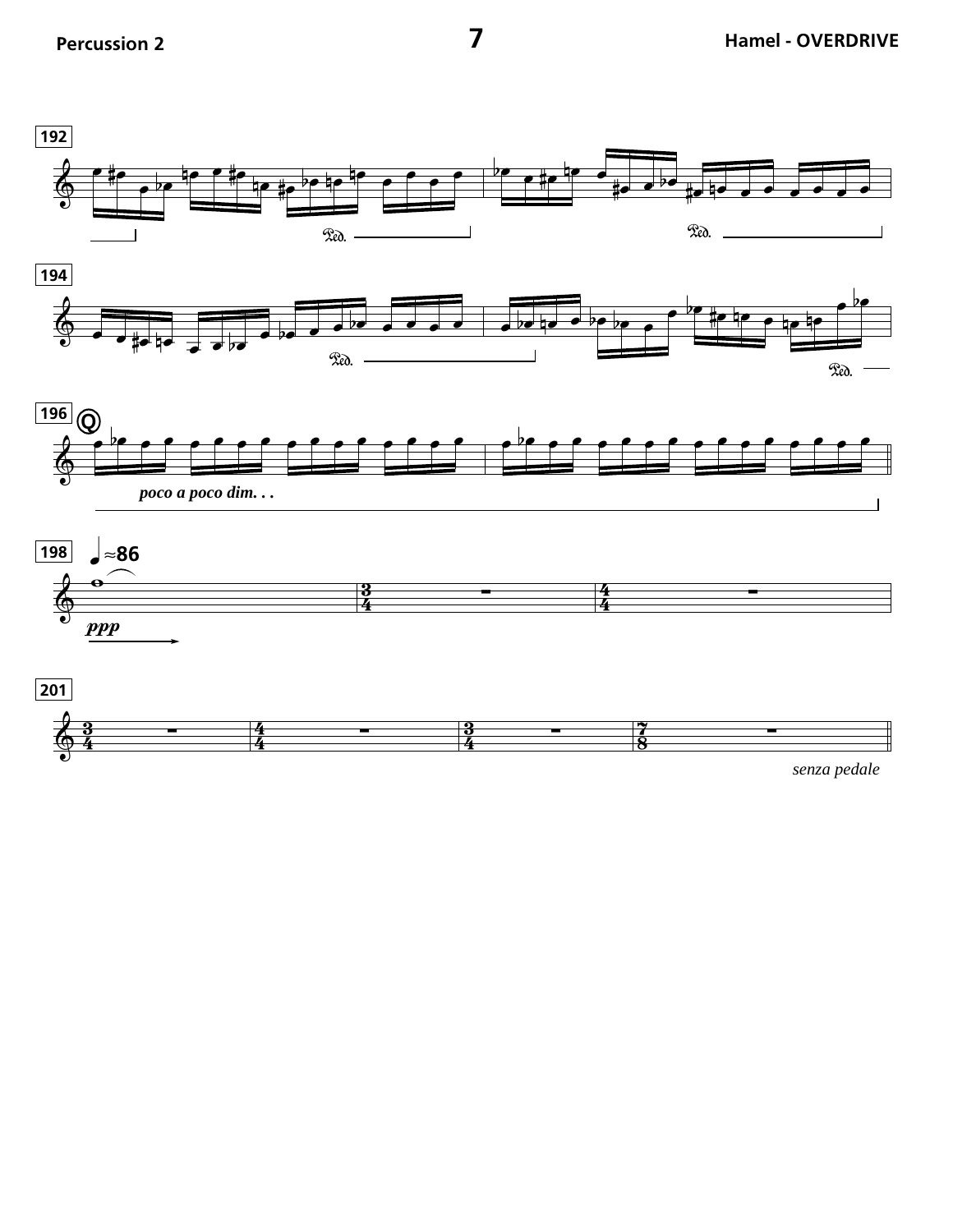192

*Ped.*

*Ped.*

194

*Ped.*

*Ped.*

196

Q

*poco a poco dim. . .*

198

♩≈86

***ppp***

201

*senza pedale*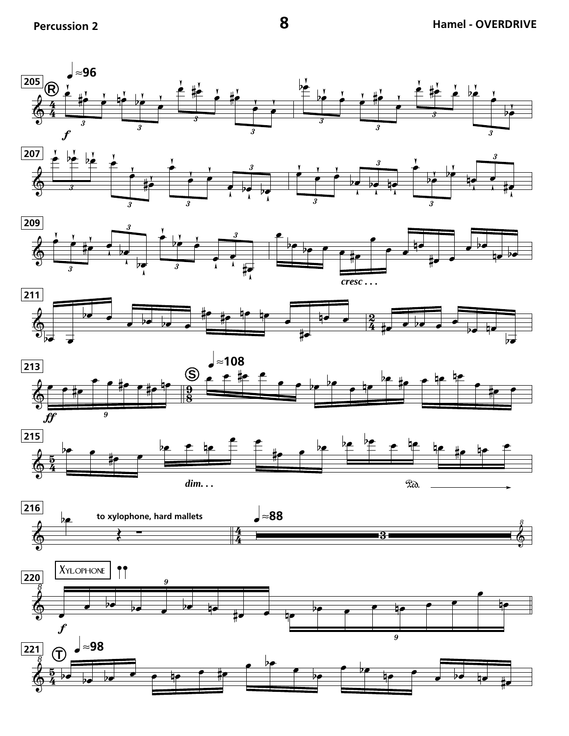205 (R) ♩≈96 *f*

207

209

*cresc . . .*

211

213 *ff* (S) ♩≈108

215 *dim. . .* Ped.

216 to xylophone, hard mallets ♩≈88

220 Xylophone *f*

221 (T) ♩≈98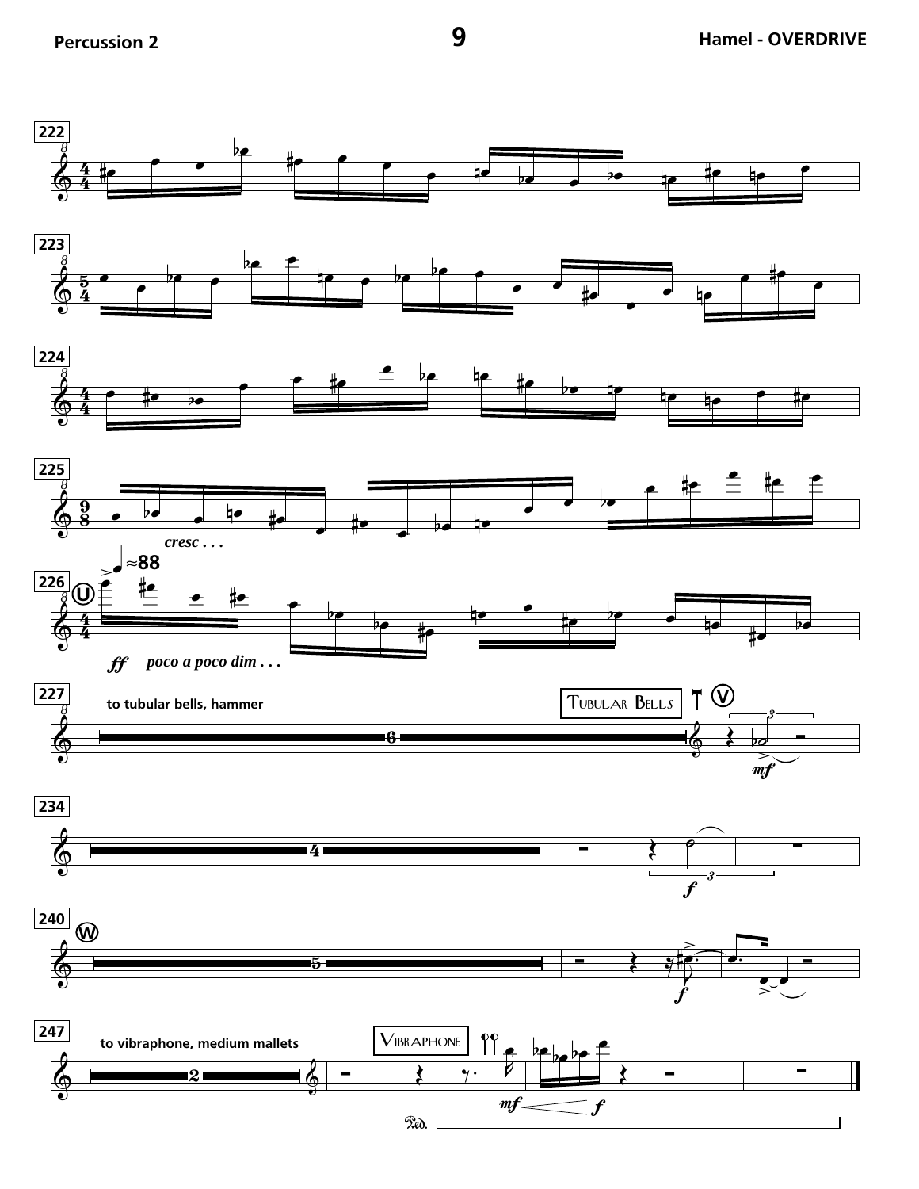222

223

224

225

*cresc . . .*

226

U

♩≈88

*ff* *poco a poco dim . . .*

227

to tubular bells, hammer

Tubular Bells

V

*mf*

234

*f*

240

W

*f*

247

to vibraphone, medium mallets

Vibraphone

*mf* *f*

Ped.